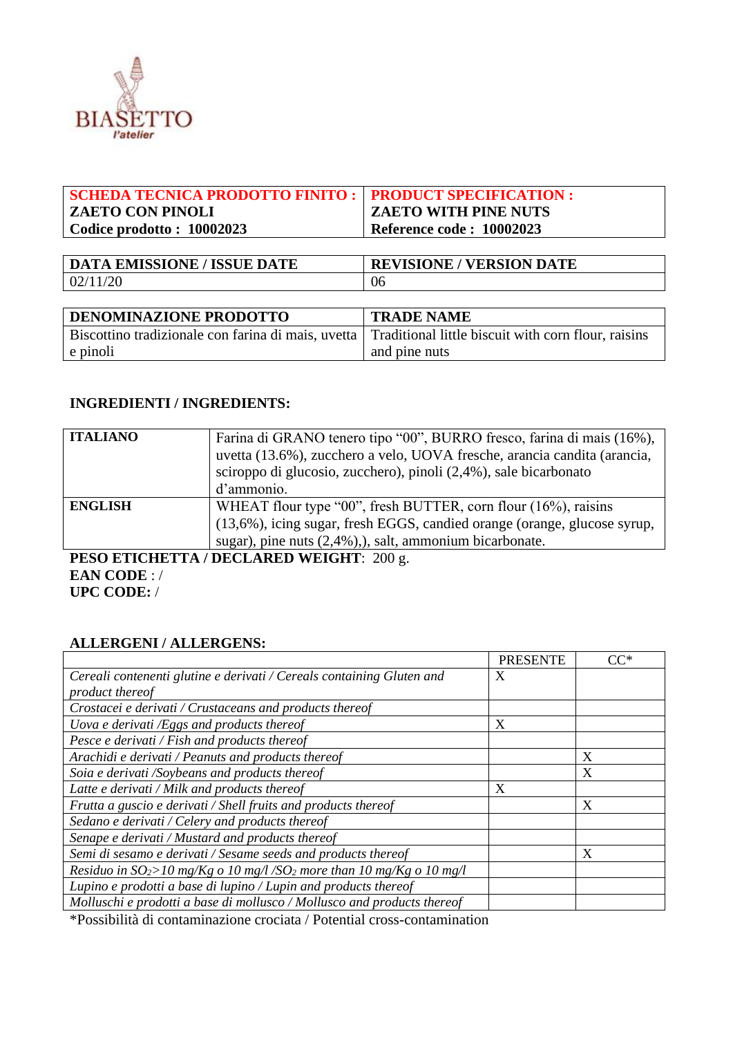BIASETTO
l'atelier

| SCHEDA TECNICA PRODOTTO FINITO : ZAETO CON PINOLI Codice prodotto : 10002023 | PRODUCT SPECIFICATION : ZAETO WITH PINE NUTS Reference code : 10002023 |
|---|---|

| DATA EMISSIONE / ISSUE DATE | REVISIONE / VERSION DATE |
|---|---|
| 02/11/20 | 06 |

| DENOMINAZIONE PRODOTTO | TRADE NAME |
|---|---|
| Biscottino tradizionale con farina di mais, uvetta e pinoli | Traditional little biscuit with corn flour, raisins and pine nuts |

**INGREDIENTI / INGREDIENTS:**

| **ITALIANO** | Farina di GRANO tenero tipo "00", BURRO fresco, farina di mais (16%), uvetta (13.6%), zucchero a velo, UOVA fresche, arancia candita (arancia, sciroppo di glucosio, zucchero), pinoli (2,4%), sale bicarbonato d'ammonio. |
|---|---|
| **ENGLISH** | WHEAT flour type "00", fresh BUTTER, corn flour (16%), raisins (13,6%), icing sugar, fresh EGGS, candied orange (orange, glucose syrup, sugar), pine nuts (2,4%),), salt, ammonium bicarbonate. |

**PESO ETICHETTA / DECLARED WEIGHT**: 200 g.
**EAN CODE** : /
**UPC CODE:** /

**ALLERGENI / ALLERGENS:**

| | PRESENTE | CC* |
|---|---|---|
| *Cereali contenenti glutine e derivati / Cereals containing Gluten and product thereof* | X | |
| *Crostacei e derivati / Crustaceans and products thereof* | | |
| *Uova e derivati /Eggs and products thereof* | X | |
| *Pesce e derivati / Fish and products thereof* | | |
| *Arachidi e derivati / Peanuts and products thereof* | | X |
| *Soia e derivati /Soybeans and products thereof* | | X |
| *Latte e derivati / Milk and products thereof* | X | |
| *Frutta a guscio e derivati / Shell fruits and products thereof* | | X |
| *Sedano e derivati / Celery and products thereof* | | |
| *Senape e derivati / Mustard and products thereof* | | |
| *Semi di sesamo e derivati / Sesame seeds and products thereof* | | X |
| *Residuo in $SO_2$>10 mg/Kg o 10 mg/l /$SO_2$ more than 10 mg/Kg o 10 mg/l* | | |
| *Lupino e prodotti a base di lupino / Lupin and products thereof* | | |
| *Molluschi e prodotti a base di mollusco / Mollusco and products thereof* | | |

*Possibilità di contaminazione crociata / Potential cross-contamination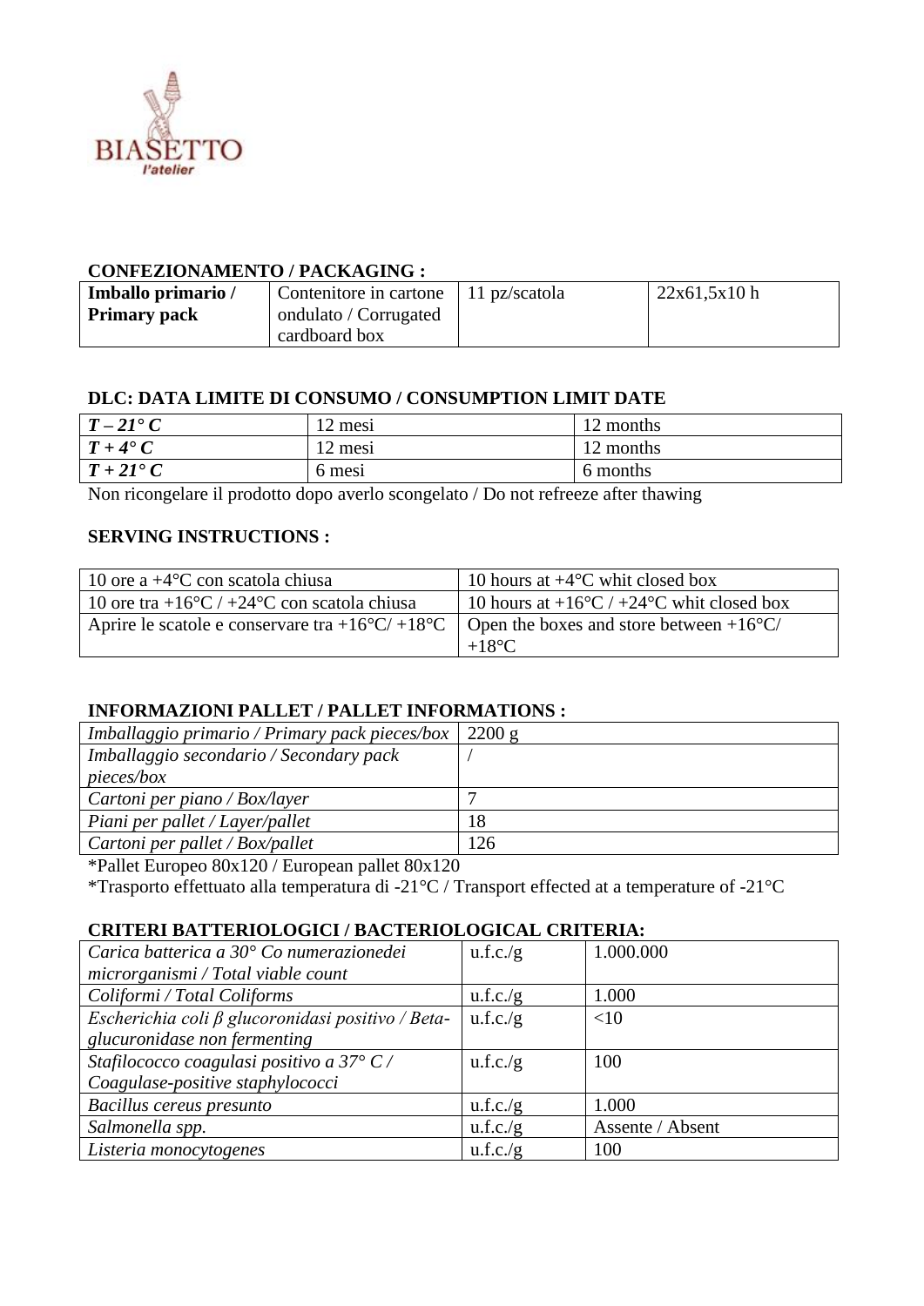BIASETTO
l'atelier

### CONFEZIONAMENTO / PACKAGING :

| | | | |
|---|---|---|---|
| **Imballo primario / Primary pack** | Contenitore in cartone ondulato / Corrugated cardboard box | 11 pz/scatola | 22x61,5x10 h |

### DLC: DATA LIMITE DI CONSUMO / CONSUMPTION LIMIT DATE

| | | |
|---|---|---|
| ***T – 21° C*** | 12 mesi | 12 months |
| ***T + 4° C*** | 12 mesi | 12 months |
| ***T + 21° C*** | 6 mesi | 6 months |

Non ricongelare il prodotto dopo averlo scongelato / Do not refreeze after thawing

### SERVING INSTRUCTIONS :

| | |
|---|---|
| 10 ore a +4°C con scatola chiusa | 10 hours at +4°C whit closed box |
| 10 ore tra +16°C / +24°C con scatola chiusa | 10 hours at +16°C / +24°C whit closed box |
| Aprire le scatole e conservare tra +16°C/ +18°C | Open the boxes and store between +16°C/ +18°C |

### INFORMAZIONI PALLET / PALLET INFORMATIONS :

| | |
|---|---|
| *Imballaggio primario / Primary pack pieces/box* | 2200 g |
| *Imballaggio secondario / Secondary pack pieces/box* | / |
| *Cartoni per piano / Box/layer* | 7 |
| *Piani per pallet / Layer/pallet* | 18 |
| *Cartoni per pallet / Box/pallet* | 126 |

*Pallet Europeo 80x120 / European pallet 80x120

*Trasporto effettuato alla temperatura di -21°C / Transport effected at a temperature of -21°C

### CRITERI BATTERIOLOGICI / BACTERIOLOGICAL CRITERIA:

| | | |
|---|---|---|
| *Carica batterica a 30° Co numerazionedei microrganismi / Total viable count* | u.f.c./g | 1.000.000 |
| *Coliformi / Total Coliforms* | u.f.c./g | 1.000 |
| *Escherichia coli β glucoronidasi positivo / Beta-glucuronidase non fermenting* | u.f.c./g | <10 |
| *Stafilococco coagulasi positivo a 37° C / Coagulase-positive staphylococci* | u.f.c./g | 100 |
| *Bacillus cereus presunto* | u.f.c./g | 1.000 |
| *Salmonella spp.* | u.f.c./g | Assente / Absent |
| *Listeria monocytogenes* | u.f.c./g | 100 |